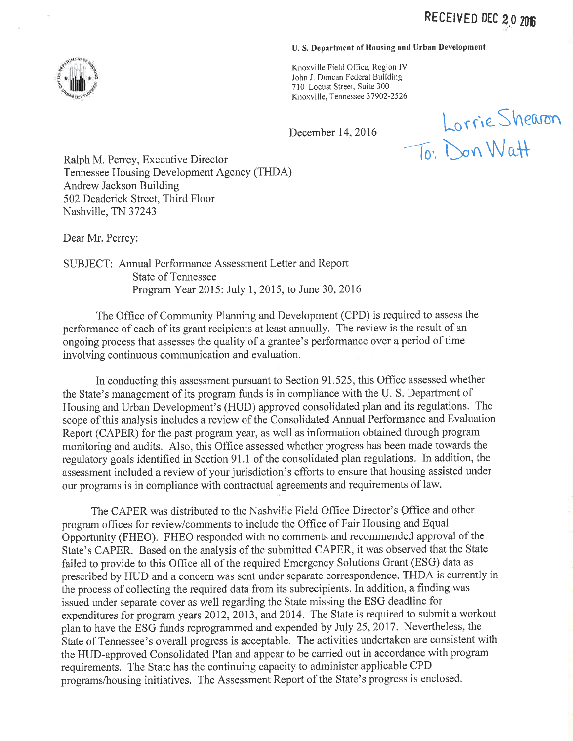RECEIVED DEC 20 2016

**U. S. Department of Housing and Urban Development**

Knoxville Field Office, Region IV
John J. Duncan Federal Building
710 Locust Street, Suite 300
Knoxville, Tennessee 37902-2526

December 14, 2016

Lorrie Shearon
To: Don Watt

Ralph M. Perrey, Executive Director
Tennessee Housing Development Agency (THDA)
Andrew Jackson Building
502 Deaderick Street, Third Floor
Nashville, TN 37243

Dear Mr. Perrey:

SUBJECT: Annual Performance Assessment Letter and Report
State of Tennessee
Program Year 2015: July 1, 2015, to June 30, 2016

The Office of Community Planning and Development (CPD) is required to assess the performance of each of its grant recipients at least annually. The review is the result of an ongoing process that assesses the quality of a grantee's performance over a period of time involving continuous communication and evaluation.

In conducting this assessment pursuant to Section 91.525, this Office assessed whether the State's management of its program funds is in compliance with the U. S. Department of Housing and Urban Development's (HUD) approved consolidated plan and its regulations. The scope of this analysis includes a review of the Consolidated Annual Performance and Evaluation Report (CAPER) for the past program year, as well as information obtained through program monitoring and audits. Also, this Office assessed whether progress has been made towards the regulatory goals identified in Section 91.1 of the consolidated plan regulations. In addition, the assessment included a review of your jurisdiction's efforts to ensure that housing assisted under our programs is in compliance with contractual agreements and requirements of law.

The CAPER was distributed to the Nashville Field Office Director's Office and other program offices for review/comments to include the Office of Fair Housing and Equal Opportunity (FHEO). FHEO responded with no comments and recommended approval of the State's CAPER. Based on the analysis of the submitted CAPER, it was observed that the State failed to provide to this Office all of the required Emergency Solutions Grant (ESG) data as prescribed by HUD and a concern was sent under separate correspondence. THDA is currently in the process of collecting the required data from its subrecipients. In addition, a finding was issued under separate cover as well regarding the State missing the ESG deadline for expenditures for program years 2012, 2013, and 2014. The State is required to submit a workout plan to have the ESG funds reprogrammed and expended by July 25, 2017. Nevertheless, the State of Tennessee's overall progress is acceptable. The activities undertaken are consistent with the HUD-approved Consolidated Plan and appear to be carried out in accordance with program requirements. The State has the continuing capacity to administer applicable CPD programs/housing initiatives. The Assessment Report of the State's progress is enclosed.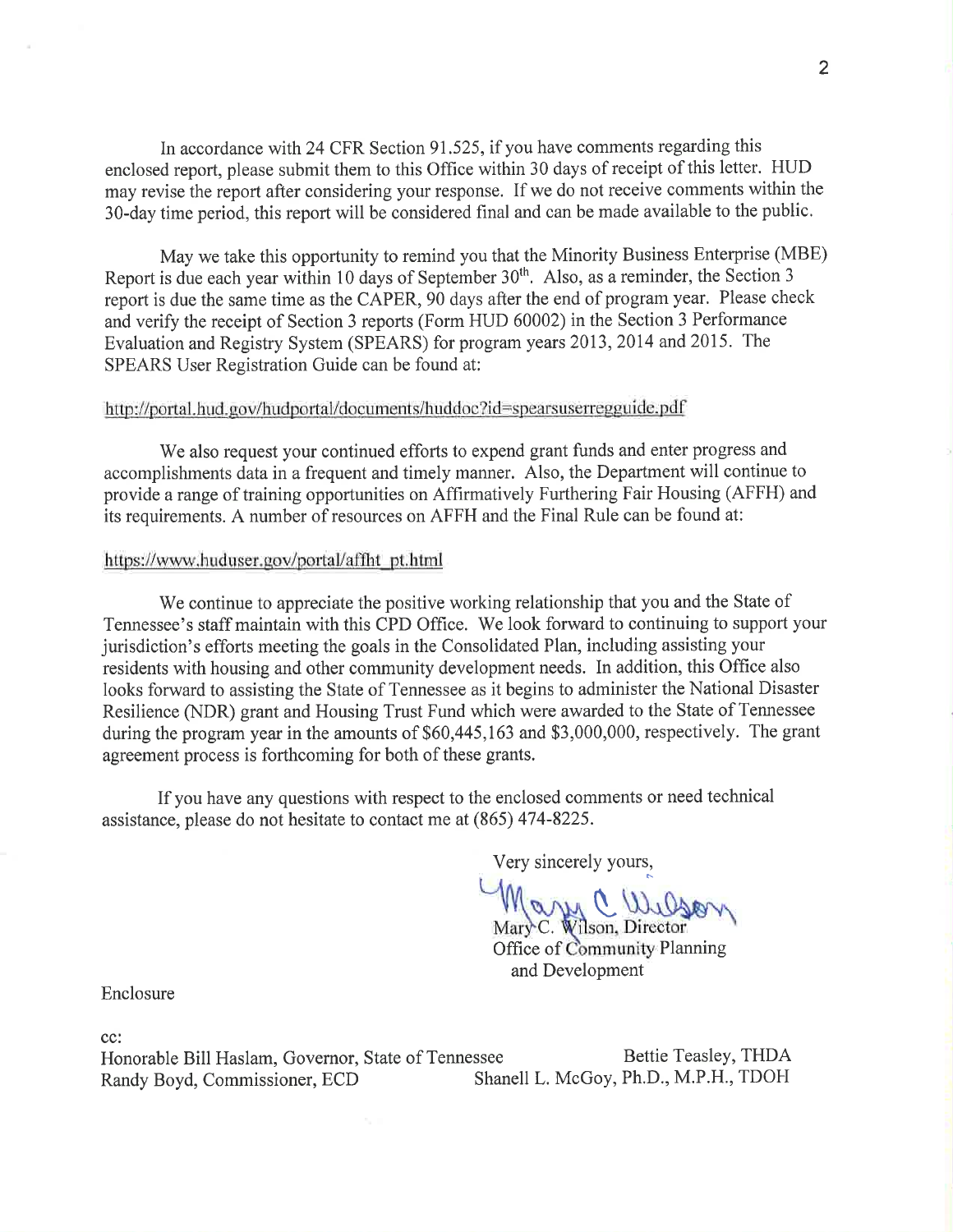In accordance with 24 CFR Section 91.525, if you have comments regarding this enclosed report, please submit them to this Office within 30 days of receipt of this letter. HUD may revise the report after considering your response. If we do not receive comments within the 30-day time period, this report will be considered final and can be made available to the public.

May we take this opportunity to remind you that the Minority Business Enterprise (MBE) Report is due each year within 10 days of September 30th. Also, as a reminder, the Section 3 report is due the same time as the CAPER, 90 days after the end of program year. Please check and verify the receipt of Section 3 reports (Form HUD 60002) in the Section 3 Performance Evaluation and Registry System (SPEARS) for program years 2013, 2014 and 2015. The SPEARS User Registration Guide can be found at:

http://portal.hud.gov/hudportal/documents/huddoc?id=spearsuserregguide.pdf

We also request your continued efforts to expend grant funds and enter progress and accomplishments data in a frequent and timely manner. Also, the Department will continue to provide a range of training opportunities on Affirmatively Furthering Fair Housing (AFFH) and its requirements. A number of resources on AFFH and the Final Rule can be found at:

https://www.huduser.gov/portal/affht_pt.html

We continue to appreciate the positive working relationship that you and the State of Tennessee's staff maintain with this CPD Office. We look forward to continuing to support your jurisdiction's efforts meeting the goals in the Consolidated Plan, including assisting your residents with housing and other community development needs. In addition, this Office also looks forward to assisting the State of Tennessee as it begins to administer the National Disaster Resilience (NDR) grant and Housing Trust Fund which were awarded to the State of Tennessee during the program year in the amounts of $60,445,163 and $3,000,000, respectively. The grant agreement process is forthcoming for both of these grants.

If you have any questions with respect to the enclosed comments or need technical assistance, please do not hesitate to contact me at (865) 474-8225.

Very sincerely yours,

Mary C. Wilson

Mary C. Wilson, Director
Office of Community Planning
and Development

Enclosure

cc:
Honorable Bill Haslam, Governor, State of Tennessee
Bettie Teasley, THDA
Randy Boyd, Commissioner, ECD
Shanell L. McGoy, Ph.D., M.P.H., TDOH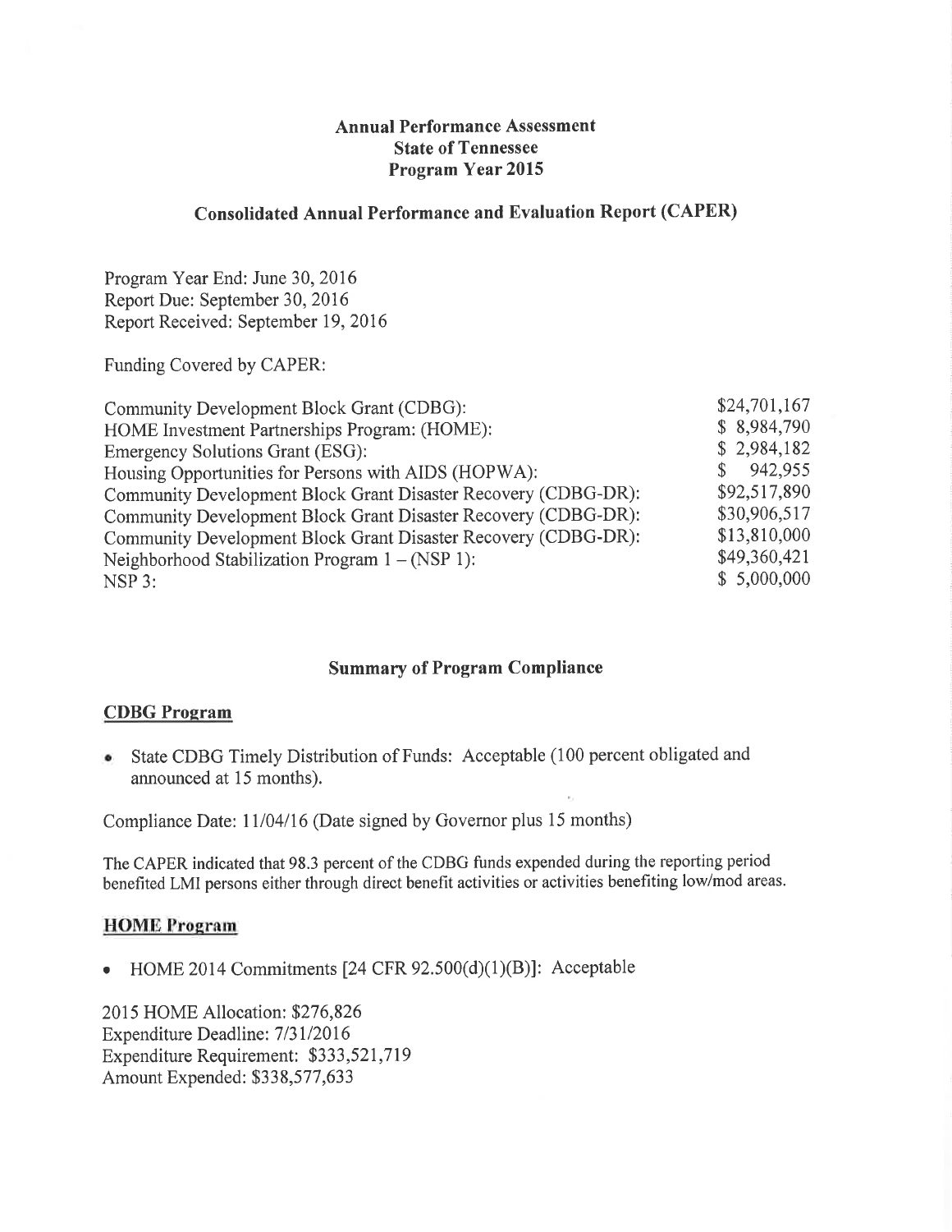**Annual Performance Assessment**
**State of Tennessee**
**Program Year 2015**

## Consolidated Annual Performance and Evaluation Report (CAPER)

Program Year End: June 30, 2016
Report Due: September 30, 2016
Report Received: September 19, 2016

Funding Covered by CAPER:

| | |
|---|---|
| Community Development Block Grant (CDBG): | $24,701,167 |
| HOME Investment Partnerships Program: (HOME): | $ 8,984,790 |
| Emergency Solutions Grant (ESG): | $ 2,984,182 |
| Housing Opportunities for Persons with AIDS (HOPWA): | $ 942,955 |
| Community Development Block Grant Disaster Recovery (CDBG-DR): | $92,517,890 |
| Community Development Block Grant Disaster Recovery (CDBG-DR): | $30,906,517 |
| Community Development Block Grant Disaster Recovery (CDBG-DR): | $13,810,000 |
| Neighborhood Stabilization Program 1 – (NSP 1): | $49,360,421 |
| NSP 3: | $ 5,000,000 |

## Summary of Program Compliance

### CDBG Program

- State CDBG Timely Distribution of Funds: Acceptable (100 percent obligated and announced at 15 months).

Compliance Date: 11/04/16 (Date signed by Governor plus 15 months)

The CAPER indicated that 98.3 percent of the CDBG funds expended during the reporting period benefited LMI persons either through direct benefit activities or activities benefiting low/mod areas.

### HOME Program

- HOME 2014 Commitments [24 CFR 92.500(d)(1)(B)]: Acceptable

2015 HOME Allocation: $276,826
Expenditure Deadline: 7/31/2016
Expenditure Requirement: $333,521,719
Amount Expended: $338,577,633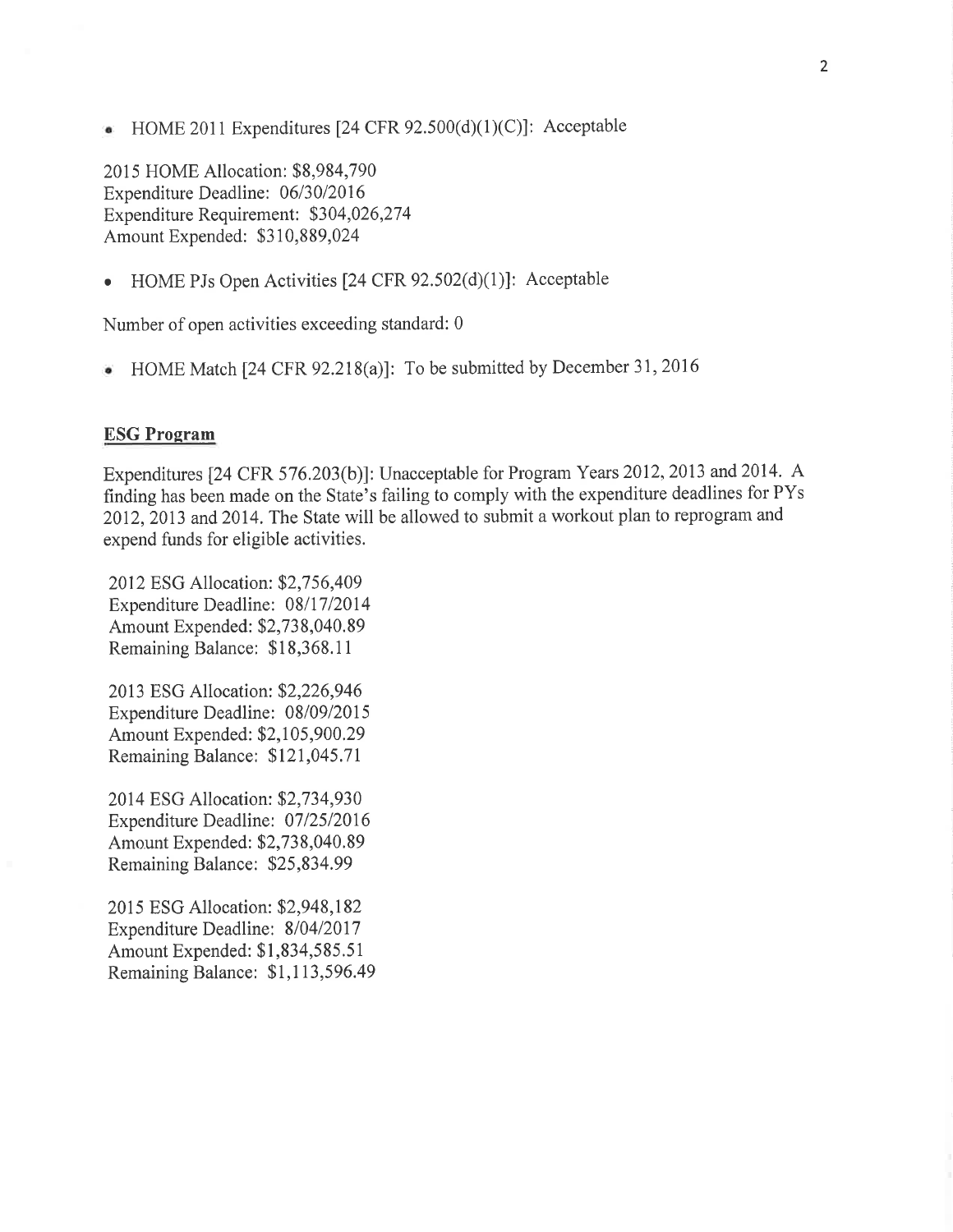- HOME 2011 Expenditures [24 CFR 92.500(d)(1)(C)]: Acceptable

2015 HOME Allocation: $8,984,790
Expenditure Deadline: 06/30/2016
Expenditure Requirement: $304,026,274
Amount Expended: $310,889,024

- HOME PJs Open Activities [24 CFR 92.502(d)(1)]: Acceptable

Number of open activities exceeding standard: 0

- HOME Match [24 CFR 92.218(a)]: To be submitted by December 31, 2016

## ESG Program

Expenditures [24 CFR 576.203(b)]: Unacceptable for Program Years 2012, 2013 and 2014. A finding has been made on the State's failing to comply with the expenditure deadlines for PYs 2012, 2013 and 2014. The State will be allowed to submit a workout plan to reprogram and expend funds for eligible activities.

2012 ESG Allocation: $2,756,409
Expenditure Deadline: 08/17/2014
Amount Expended: $2,738,040.89
Remaining Balance: $18,368.11

2013 ESG Allocation: $2,226,946
Expenditure Deadline: 08/09/2015
Amount Expended: $2,105,900.29
Remaining Balance: $121,045.71

2014 ESG Allocation: $2,734,930
Expenditure Deadline: 07/25/2016
Amount Expended: $2,738,040.89
Remaining Balance: $25,834.99

2015 ESG Allocation: $2,948,182
Expenditure Deadline: 8/04/2017
Amount Expended: $1,834,585.51
Remaining Balance: $1,113,596.49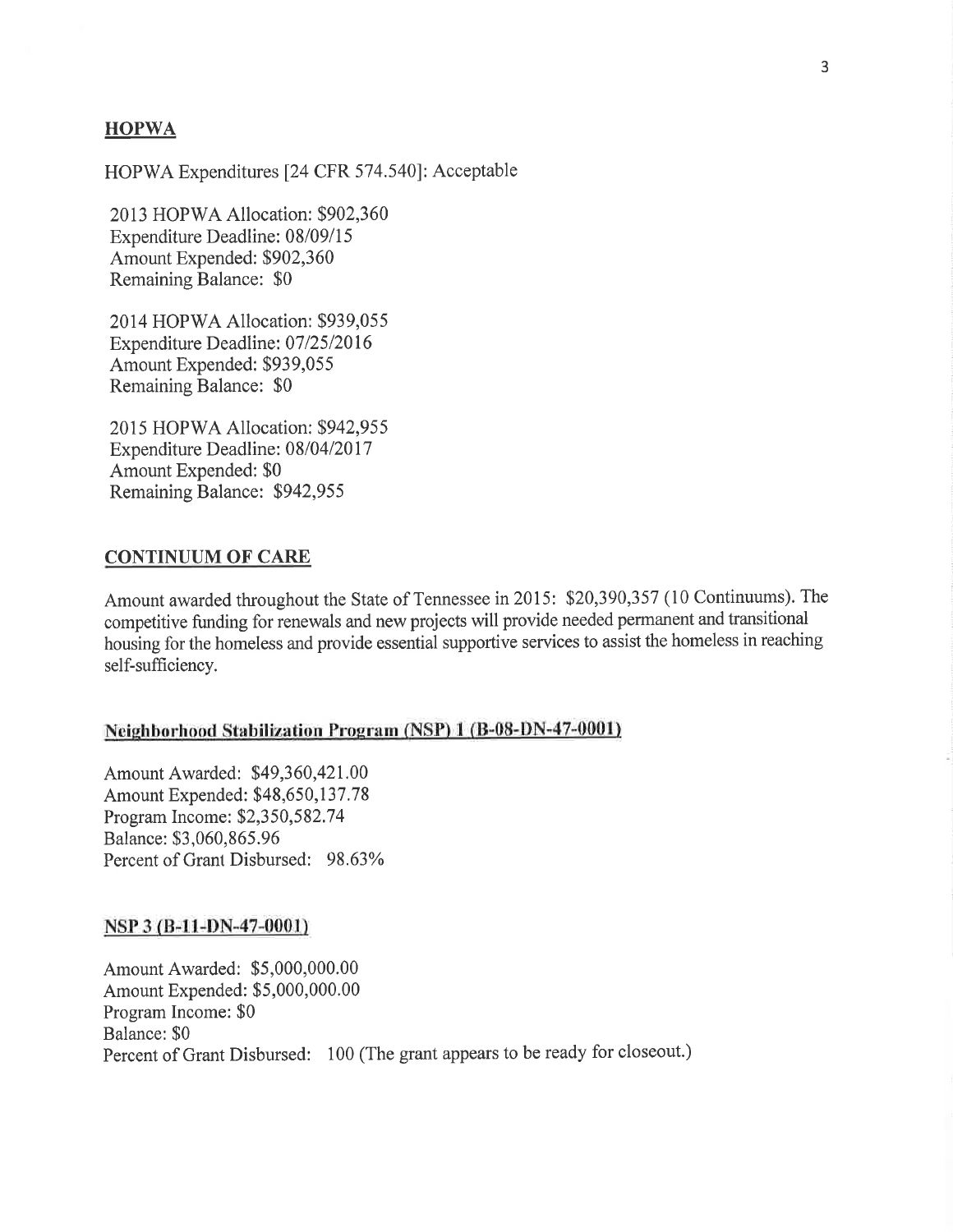## HOPWA

HOPWA Expenditures [24 CFR 574.540]: Acceptable

2013 HOPWA Allocation: $902,360
Expenditure Deadline: 08/09/15
Amount Expended: $902,360
Remaining Balance: $0

2014 HOPWA Allocation: $939,055
Expenditure Deadline: 07/25/2016
Amount Expended: $939,055
Remaining Balance: $0

2015 HOPWA Allocation: $942,955
Expenditure Deadline: 08/04/2017
Amount Expended: $0
Remaining Balance: $942,955

## CONTINUUM OF CARE

Amount awarded throughout the State of Tennessee in 2015: $20,390,357 (10 Continuums). The competitive funding for renewals and new projects will provide needed permanent and transitional housing for the homeless and provide essential supportive services to assist the homeless in reaching self-sufficiency.

## Neighborhood Stabilization Program (NSP) 1 (B-08-DN-47-0001)

Amount Awarded: $49,360,421.00
Amount Expended: $48,650,137.78
Program Income: $2,350,582.74
Balance: $3,060,865.96
Percent of Grant Disbursed: 98.63%

## NSP 3 (B-11-DN-47-0001)

Amount Awarded: $5,000,000.00
Amount Expended: $5,000,000.00
Program Income: $0
Balance: $0
Percent of Grant Disbursed: 100 (The grant appears to be ready for closeout.)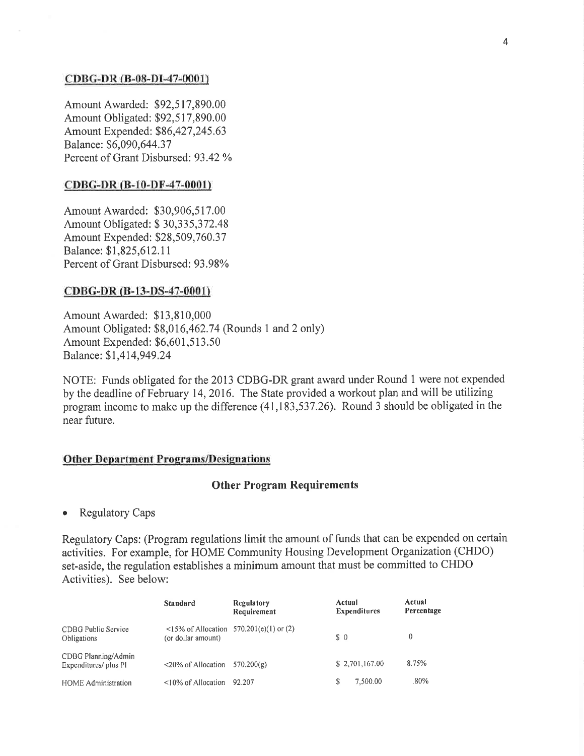## CDBG-DR (B-08-DI-47-0001)

Amount Awarded: $92,517,890.00
Amount Obligated: $92,517,890.00
Amount Expended: $86,427,245.63
Balance: $6,090,644.37
Percent of Grant Disbursed: 93.42 %

## CDBG-DR (B-10-DF-47-0001)

Amount Awarded: $30,906,517.00
Amount Obligated: $ 30,335,372.48
Amount Expended: $28,509,760.37
Balance: $1,825,612.11
Percent of Grant Disbursed: 93.98%

## CDBG-DR (B-13-DS-47-0001)

Amount Awarded: $13,810,000
Amount Obligated: $8,016,462.74 (Rounds 1 and 2 only)
Amount Expended: $6,601,513.50
Balance: $1,414,949.24

NOTE: Funds obligated for the 2013 CDBG-DR grant award under Round 1 were not expended by the deadline of February 14, 2016. The State provided a workout plan and will be utilizing program income to make up the difference (41,183,537.26). Round 3 should be obligated in the near future.

## Other Department Programs/Designations

### Other Program Requirements

- Regulatory Caps

Regulatory Caps: (Program regulations limit the amount of funds that can be expended on certain activities. For example, for HOME Community Housing Development Organization (CHDO) set-aside, the regulation establishes a minimum amount that must be committed to CHDO Activities). See below:

| | Standard | Regulatory Requirement | Actual Expenditures | Actual Percentage |
|---|---|---|---|---|
| CDBG Public Service Obligations | <15% of Allocation (or dollar amount) | 570.201(e)(1) or (2) | $ 0 | 0 |
| CDBG Planning/Admin Expenditures/ plus PI | <20% of Allocation | 570.200(g) | $ 2,701,167.00 | 8.75% |
| HOME Administration | <10% of Allocation | 92.207 | $ 7,500.00 | .80% |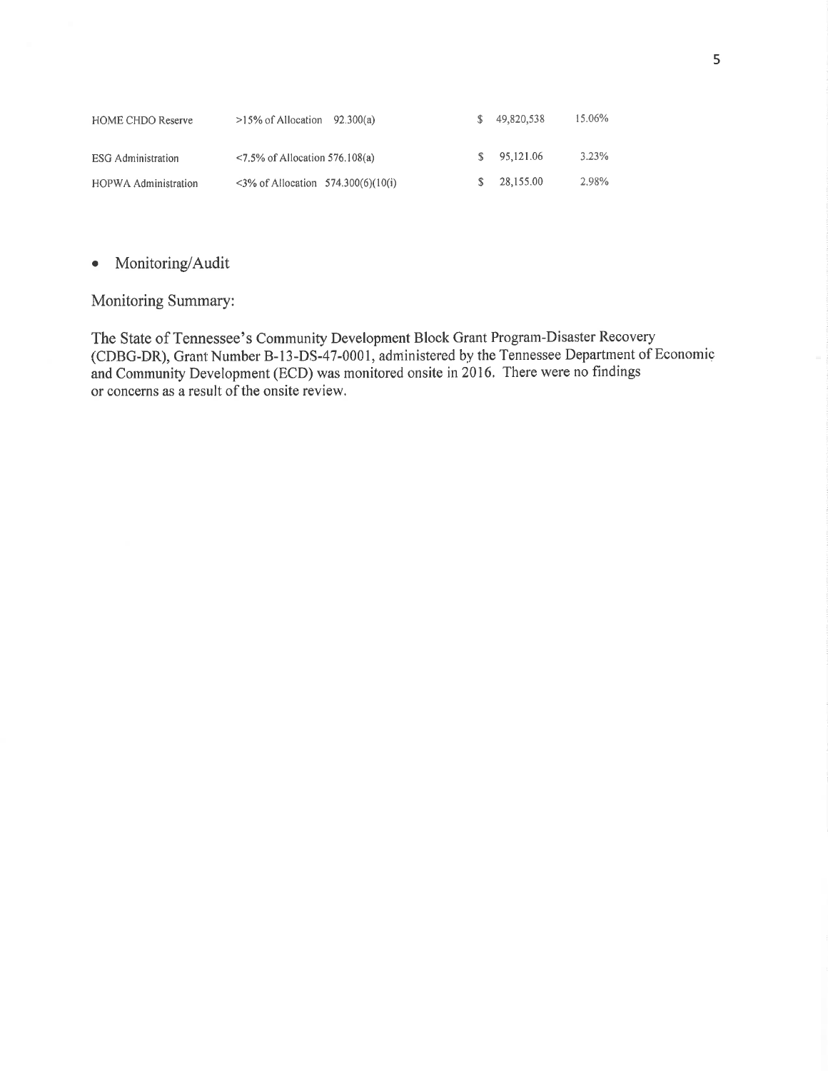| | | | |
|---|---|---|---|
| HOME CHDO Reserve | >15% of Allocation 92.300(a) | $ 49,820,538 | 15.06% |
| ESG Administration | <7.5% of Allocation 576.108(a) | $ 95,121.06 | 3.23% |
| HOPWA Administration | <3% of Allocation 574.300(6)(10(i) | $ 28,155.00 | 2.98% |

- Monitoring/Audit

Monitoring Summary:

The State of Tennessee's Community Development Block Grant Program-Disaster Recovery (CDBG-DR), Grant Number B-13-DS-47-0001, administered by the Tennessee Department of Economic and Community Development (ECD) was monitored onsite in 2016. There were no findings or concerns as a result of the onsite review.